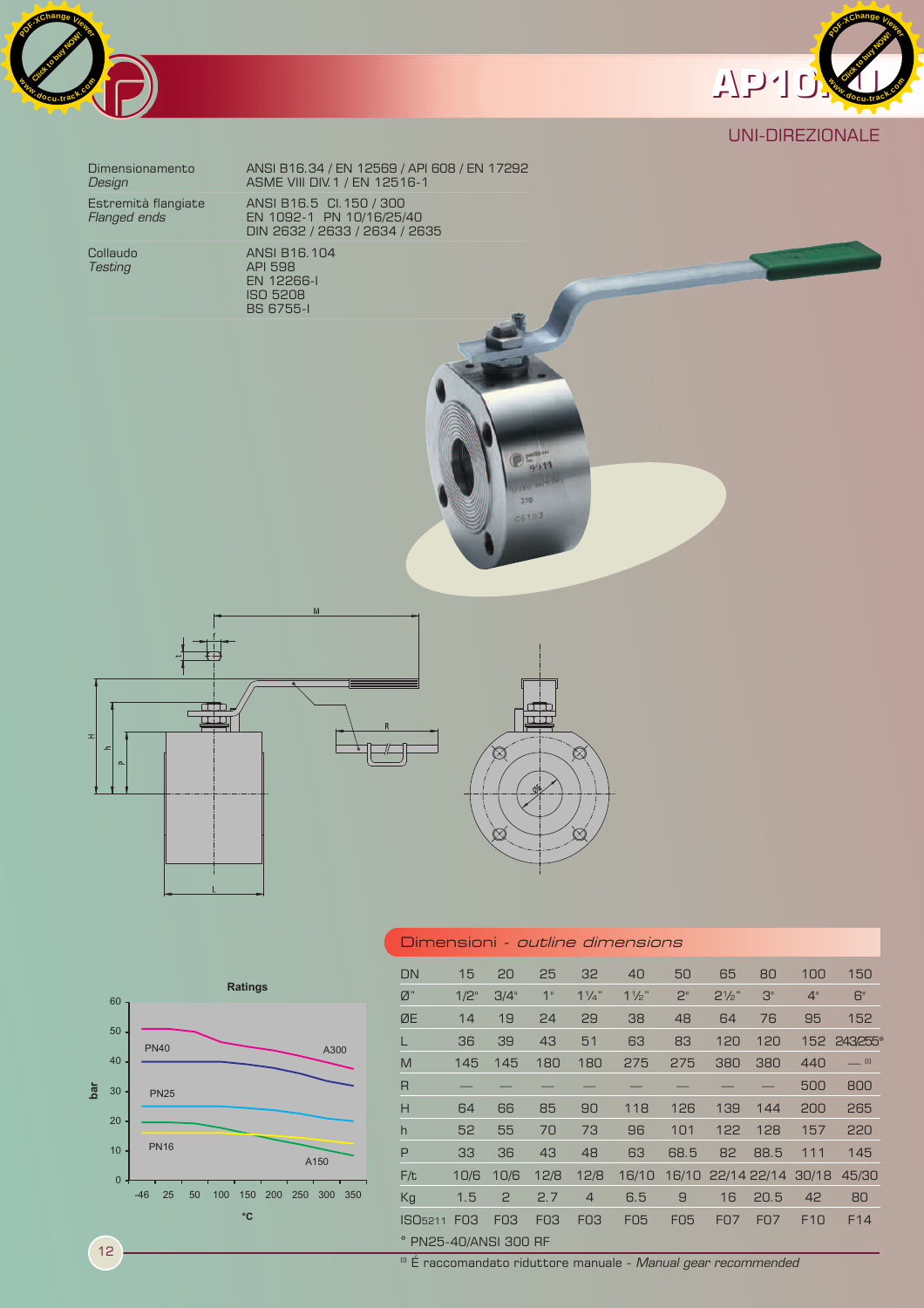# AP10.11

UNI-DIREZIONALE

| | |
|---|---|
| Dimensionamento *Design* | ANSI B16.34 / EN 12569 / API 608 / EN 17292 ASME VIII DIV.1 / EN 12516-1 |
| Estremità flangiate *Flanged ends* | ANSI B16.5 Cl.150 / 300 EN 1092-1 PN 10/16/25/40 DIN 2632 / 2633 / 2634 / 2635 |
| Collaudo *Testing* | ANSI B16.104 API 598 EN 12266-I ISO 5208 BS 6755-I |

## Dimensioni - *outline dimensions*

| DN | 15 | 20 | 25 | 32 | 40 | 50 | 65 | 80 | 100 | 150 |
|---|---|---|---|---|---|---|---|---|---|---|
| Ø" | 1/2" | 3/4" | 1" | 1¼" | 1½" | 2" | 2½" | 3" | 4" | 6" |
| ØE | 14 | 19 | 24 | 29 | 38 | 48 | 64 | 76 | 95 | 152 |
| L | 36 | 39 | 43 | 51 | 63 | 83 | 120 | 120 | 152 | 243/255* |
| M | 145 | 145 | 180 | 180 | 275 | 275 | 380 | 380 | 440 | — [1] |
| R | — | — | — | — | — | — | — | — | 500 | 800 |
| H | 64 | 66 | 85 | 90 | 118 | 126 | 139 | 144 | 200 | 265 |
| h | 52 | 55 | 70 | 73 | 96 | 101 | 122 | 128 | 157 | 220 |
| P | 33 | 36 | 43 | 48 | 63 | 68.5 | 82 | 88.5 | 111 | 145 |
| F/t | 10/6 | 10/6 | 12/8 | 12/8 | 16/10 | 16/10 | 22/14 | 22/14 | 30/18 | 45/30 |
| Kg | 1.5 | 2 | 2.7 | 4 | 6.5 | 9 | 16 | 20.5 | 42 | 80 |
| ISO5211 | F03 | F03 | F03 | F03 | F05 | F05 | F07 | F07 | F10 | F14 |

\* PN25-40/ANSI 300 RF

[1] É raccomandato riduttore manuale - *Manual gear recommended*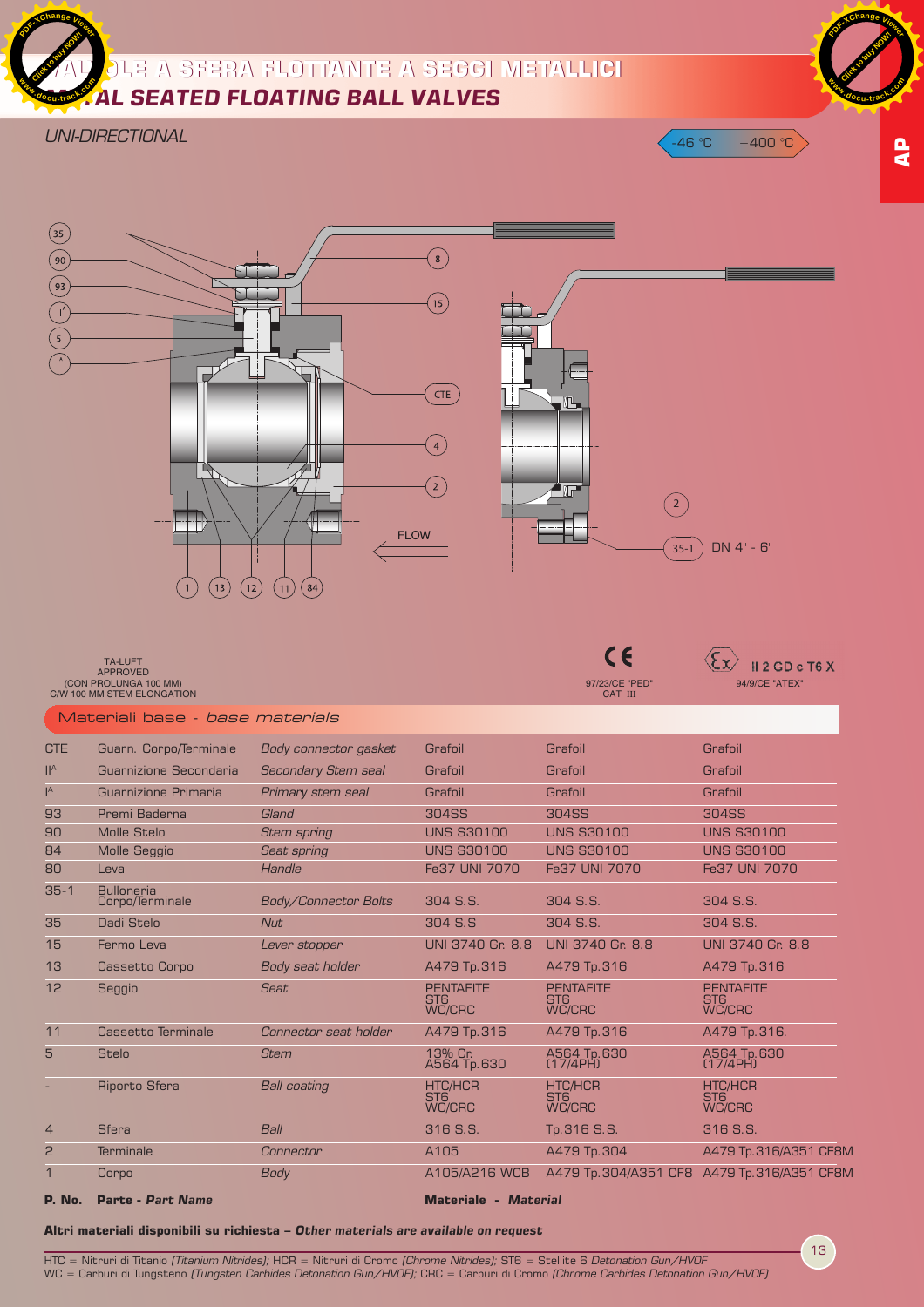# VALVOLE A SFERA FLOTTANTE A SEGGI METALLICI

# METAL SEATED FLOATING BALL VALVES

*UNI-DIRECTIONAL*

-46 °C +400 °C

AP

35 90 93 II[A] 5 I[A] 8 15 CTE 4 2 FLOW 1 13 12 11 84 2 35-1 DN 4" - 6"

TA-LUFT APPROVED (CON PROLUNGA 100 MM) C/W 100 MM STEM ELONGATION

CE 97/23/CE "PED" CAT III

II 2 GD c T6 X 94/9/CE "ATEX"

## Materiali base - *base materials*

| P. No. | Parte - *Part Name* | | Materiale - *Material* | | |
|---|---|---|---|---|---|
| CTE | Guarn. Corpo/Terminale | *Body connector gasket* | Grafoil | Grafoil | Grafoil |
| II[A] | Guarnizione Secondaria | *Secondary Stem seal* | Grafoil | Grafoil | Grafoil |
| I[A] | Guarnizione Primaria | *Primary stem seal* | Grafoil | Grafoil | Grafoil |
| 93 | Premi Baderna | *Gland* | 304SS | 304SS | 304SS |
| 90 | Molle Stelo | *Stem spring* | UNS S30100 | UNS S30100 | UNS S30100 |
| 84 | Molle Seggio | *Seat spring* | UNS S30100 | UNS S30100 | UNS S30100 |
| 80 | Leva | *Handle* | Fe37 UNI 7070 | Fe37 UNI 7070 | Fe37 UNI 7070 |
| 35-1 | Bulloneria Corpo/Terminale | *Body/Connector Bolts* | 304 S.S. | 304 S.S. | 304 S.S. |
| 35 | Dadi Stelo | *Nut* | 304 S.S | 304 S.S. | 304 S.S. |
| 15 | Fermo Leva | *Lever stopper* | UNI 3740 Gr. 8.8 | UNI 3740 Gr. 8.8 | UNI 3740 Gr. 8.8 |
| 13 | Cassetto Corpo | *Body seat holder* | A479 Tp.316 | A479 Tp.316 | A479 Tp.316 |
| 12 | Seggio | *Seat* | PENTAFITE ST6 WC/CRC | PENTAFITE ST6 WC/CRC | PENTAFITE ST6 WC/CRC |
| 11 | Cassetto Terminale | *Connector seat holder* | A479 Tp.316 | A479 Tp.316 | A479 Tp.316. |
| 5 | Stelo | *Stem* | 13% Cr. A564 Tp.630 | A564 Tp.630 (17/4PH) | A564 Tp.630 (17/4PH) |
| - | Riporto Sfera | *Ball coating* | HTC/HCR ST6 WC/CRC | HTC/HCR ST6 WC/CRC | HTC/HCR ST6 WC/CRC |
| 4 | Sfera | *Ball* | 316 S.S. | Tp.316 S.S. | 316 S.S. |
| 2 | Terminale | *Connector* | A105 | A479 Tp.304 | A479 Tp.316/A351 CF8M |
| 1 | Corpo | *Body* | A105/A216 WCB | A479 Tp.304/A351 CF8 | A479 Tp.316/A351 CF8M |

**Altri materiali disponibili su richiesta – *Other materials are available on request***

HTC = Nitruri di Titanio *(Titanium Nitrides)*; HCR = Nitruri di Cromo *(Chrome Nitrides)*; ST6 = Stellite 6 *Detonation Gun/HVOF*
WC = Carburi di Tungsteno *(Tungsten Carbides Detonation Gun/HVOF)*; CRC = Carburi di Cromo *(Chrome Carbides Detonation Gun/HVOF)*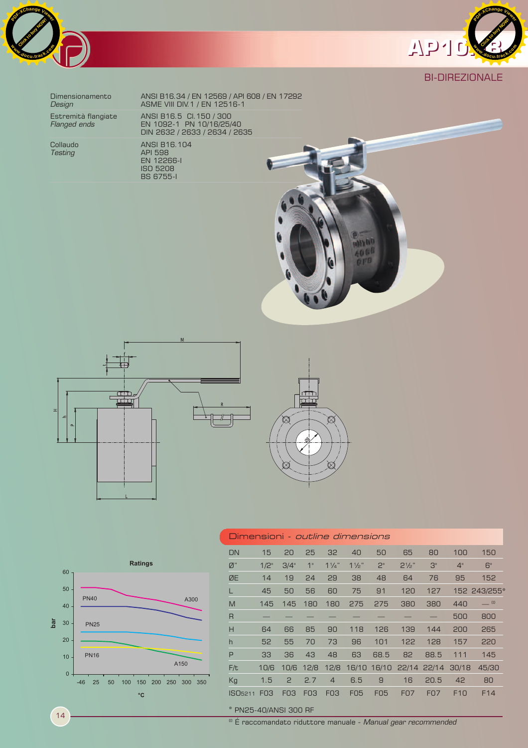# AP10.B

## BI-DIREZIONALE

| | |
|---|---|
| Dimensionamento *Design* | ANSI B16.34 / EN 12569 / API 608 / EN 17292 ASME VIII DIV.1 / EN 12516-1 |
| Estremità flangiate *Flanged ends* | ANSI B16.5 Cl.150 / 300 EN 1092-1 PN 10/16/25/40 DIN 2632 / 2633 / 2634 / 2635 |
| Collaudo *Testing* | ANSI B16.104 API 598 EN 12266-I ISO 5208 BS 6755-I |

Ratings

## Dimensioni - *outline dimensions*

| DN | 15 | 20 | 25 | 32 | 40 | 50 | 65 | 80 | 100 | 150 |
|---|---|---|---|---|---|---|---|---|---|---|
| Ø" | 1/2" | 3/4" | 1" | 1¼" | 1½" | 2" | 2½" | 3" | 4" | 6" |
| ØE | 14 | 19 | 24 | 29 | 38 | 48 | 64 | 76 | 95 | 152 |
| L | 45 | 50 | 56 | 60 | 75 | 91 | 120 | 127 | 152 | 243/255* |
| M | 145 | 145 | 180 | 180 | 275 | 275 | 380 | 380 | 440 | — [1] |
| R | — | — | — | — | — | — | — | — | 500 | 800 |
| H | 64 | 66 | 85 | 90 | 118 | 126 | 139 | 144 | 200 | 265 |
| h | 52 | 55 | 70 | 73 | 96 | 101 | 122 | 128 | 157 | 220 |
| P | 33 | 36 | 43 | 48 | 63 | 68.5 | 82 | 88.5 | 111 | 145 |
| F/t | 10/6 | 10/6 | 12/8 | 12/8 | 16/10 | 16/10 | 22/14 | 22/14 | 30/18 | 45/30 |
| Kg | 1.5 | 2 | 2.7 | 4 | 6.5 | 9 | 16 | 20.5 | 42 | 80 |
| ISO5211 | F03 | F03 | F03 | F03 | F05 | F05 | F07 | F07 | F10 | F14 |

\* PN25-40/ANSI 300 RF

[1] É raccomandato riduttore manuale - *Manual gear recommended*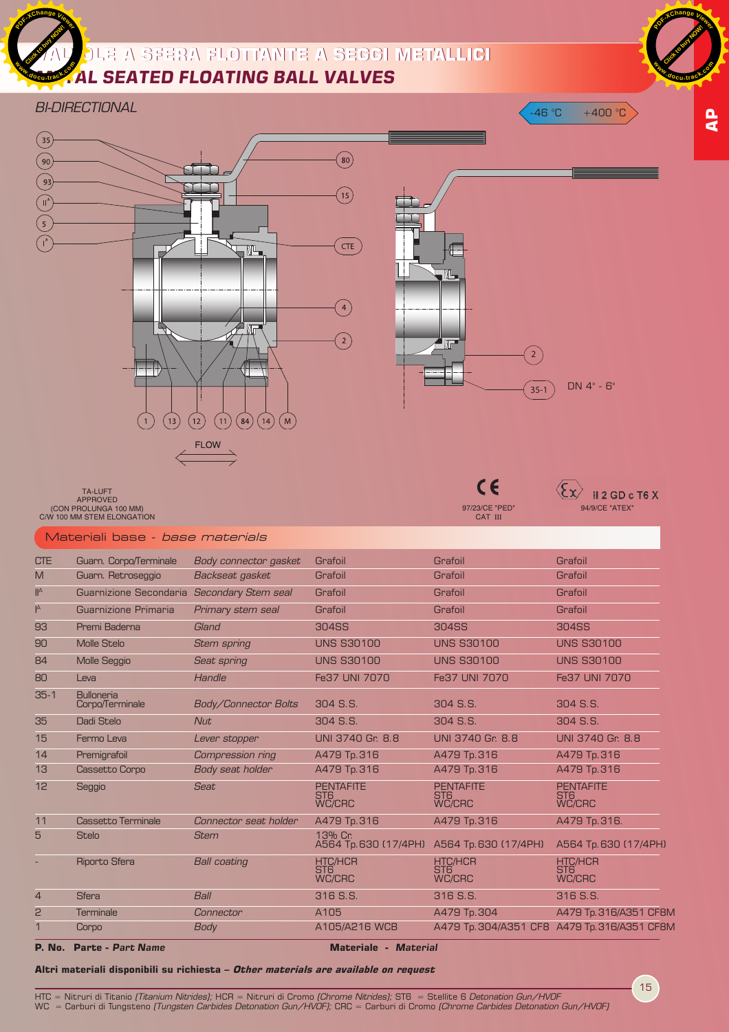# VALVOLE A SFERA FLOTTANTE A SEGGI METALLICI

## METAL SEATED FLOATING BALL VALVES

*BI-DIRECTIONAL*

-46 °C  +400 °C

DN 4" - 6"

FLOW

TA-LUFT APPROVED (CON PROLUNGA 100 MM) C/W 100 MM STEM ELONGATION

97/23/CE "PED" CAT III

II 2 GD c T6 X
94/9/CE "ATEX"

### Materiali base - *base materials*

| P. No. | Parte - *Part Name* | | Materiale - *Material* | | |
|---|---|---|---|---|---|
| CTE | Guarn. Corpo/Terminale | *Body connector gasket* | Grafoil | Grafoil | Grafoil |
| M | Guarn. Retroseggio | *Backseat gasket* | Grafoil | Grafoil | Grafoil |
| II^A | Guarnizione Secondaria | *Secondary Stem seal* | Grafoil | Grafoil | Grafoil |
| I^A | Guarnizione Primaria | *Primary stem seal* | Grafoil | Grafoil | Grafoil |
| 93 | Premi Baderna | *Gland* | 304SS | 304SS | 304SS |
| 90 | Molle Stelo | *Stem spring* | UNS S30100 | UNS S30100 | UNS S30100 |
| 84 | Molle Seggio | *Seat spring* | UNS S30100 | UNS S30100 | UNS S30100 |
| 80 | Leva | *Handle* | Fe37 UNI 7070 | Fe37 UNI 7070 | Fe37 UNI 7070 |
| 35-1 | Bulloneria Corpo/Terminale | *Body/Connector Bolts* | 304 S.S. | 304 S.S. | 304 S.S. |
| 35 | Dadi Stelo | *Nut* | 304 S.S. | 304 S.S. | 304 S.S. |
| 15 | Fermo Leva | *Lever stopper* | UNI 3740 Gr. 8.8 | UNI 3740 Gr. 8.8 | UNI 3740 Gr. 8.8 |
| 14 | Premigrafoil | *Compression ring* | A479 Tp.316 | A479 Tp.316 | A479 Tp.316 |
| 13 | Cassetto Corpo | *Body seat holder* | A479 Tp.316 | A479 Tp.316 | A479 Tp.316 |
| 12 | Seggio | *Seat* | PENTAFITE ST6 WC/CRC | PENTAFITE ST6 WC/CRC | PENTAFITE ST6 WC/CRC |
| 11 | Cassetto Terminale | *Connector seat holder* | A479 Tp.316 | A479 Tp.316 | A479 Tp.316. |
| 5 | Stelo | *Stem* | 13% Cr. A564 Tp.630 (17/4PH) | A564 Tp.630 (17/4PH) | A564 Tp.630 (17/4PH) |
| - | Riporto Sfera | *Ball coating* | HTC/HCR ST6 WC/CRC | HTC/HCR ST6 WC/CRC | HTC/HCR ST6 WC/CRC |
| 4 | Sfera | *Ball* | 316 S.S. | 316 S.S. | 316 S.S. |
| 2 | Terminale | *Connector* | A105 | A479 Tp.304 | A479 Tp.316/A351 CF8M |
| 1 | Corpo | *Body* | A105/A216 WCB | A479 Tp.304/A351 CF8 | A479 Tp.316/A351 CF8M |

**Altri materiali disponibili su richiesta – *Other materials are available on request***

HTC = Nitruri di Titanio *(Titanium Nitrides)*; HCR = Nitruri di Cromo *(Chrome Nitrides)*; ST6 = Stellite 6 *Detonation Gun/HVOF*
WC = Carburi di Tungsteno *(Tungsten Carbides Detonation Gun/HVOF)*; CRC = Carburi di Cromo *(Chrome Carbides Detonation Gun/HVOF)*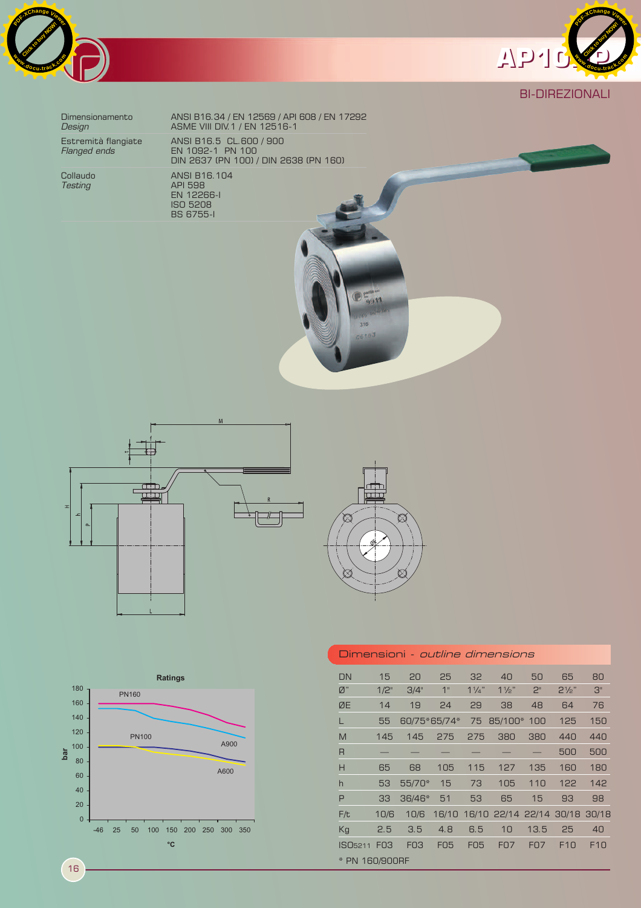# AP10...D

## BI-DIREZIONALI

| | |
|---|---|
| Dimensionamento *Design* | ANSI B16.34 / EN 12569 / API 608 / EN 17292 ASME VIII DIV.1 / EN 12516-1 |
| Estremità flangiate *Flanged ends* | ANSI B16.5 CL.600 / 900 EN 1092-1 PN 100 DIN 2637 (PN 100) / DIN 2638 (PN 160) |
| Collaudo *Testing* | ANSI B16.104 API 598 EN 12266-I ISO 5208 BS 6755-I |

## Dimensioni - *outline dimensions*

| DN | 15 | 20 | 25 | 32 | 40 | 50 | 65 | 80 |
|---|---|---|---|---|---|---|---|---|
| Ø" | 1/2" | 3/4" | 1" | 1¼" | 1½" | 2" | 2½" | 3" |
| ØE | 14 | 19 | 24 | 29 | 38 | 48 | 64 | 76 |
| L | 55 | 60/75* | 65/74* | 75 | 85/100* | 100 | 125 | 150 |
| M | 145 | 145 | 275 | 275 | 380 | 380 | 440 | 440 |
| R | — | — | — | — | — | — | 500 | 500 |
| H | 65 | 68 | 105 | 115 | 127 | 135 | 160 | 180 |
| h | 53 | 55/70* | 15 | 73 | 105 | 110 | 122 | 142 |
| P | 33 | 36/46* | 51 | 53 | 65 | 15 | 93 | 98 |
| F/t | 10/6 | 10/6 | 16/10 | 16/10 | 22/14 | 22/14 | 30/18 | 30/18 |
| Kg | 2.5 | 3.5 | 4.8 | 6.5 | 10 | 13.5 | 25 | 40 |
| ISO5211 | F03 | F03 | F05 | F05 | F07 | F07 | F10 | F10 |

\* PN 160/900RF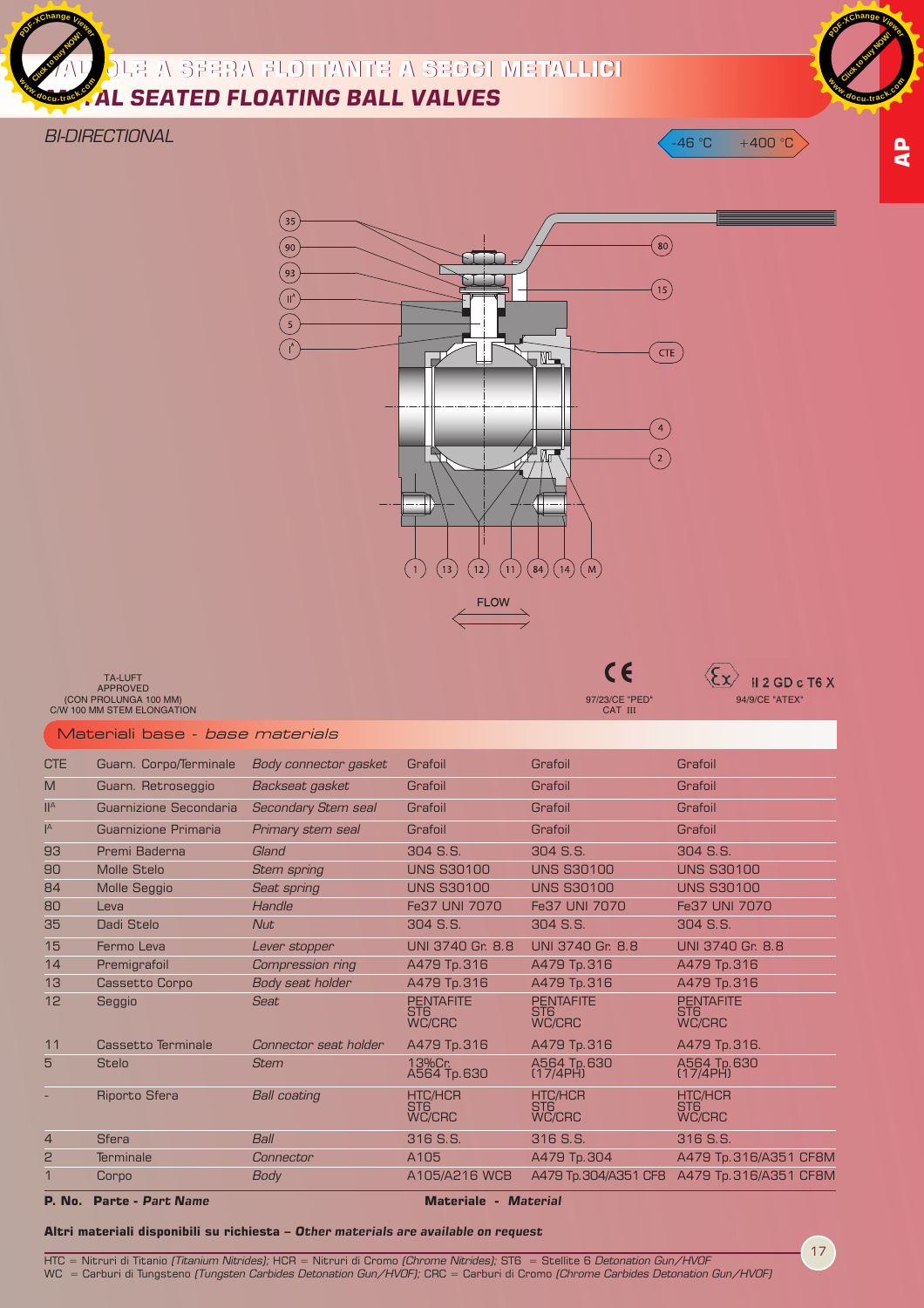# VALVOLE A SFERA FLOTTANTE A SEGGI METALLICI
## METAL SEATED FLOATING BALL VALVES

*BI-DIRECTIONAL*

-46 °C +400 °C

AP

FLOW

TA-LUFT APPROVED (CON PROLUNGA 100 MM) C/W 100 MM STEM ELONGATION

97/23/CE "PED" CAT III

II 2 GD c T6 X 94/9/CE "ATEX"

## Materiali base - *base materials*

| P. No. | Parte - *Part Name* | | Materiale - *Material* | | |
|---|---|---|---|---|---|
| CTE | Guarn. Corpo/Terminale | *Body connector gasket* | Grafoil | Grafoil | Grafoil |
| M | Guarn. Retroseggio | *Backseat gasket* | Grafoil | Grafoil | Grafoil |
| II[A] | Guarnizione Secondaria | *Secondary Stem seal* | Grafoil | Grafoil | Grafoil |
| I[A] | Guarnizione Primaria | *Primary stem seal* | Grafoil | Grafoil | Grafoil |
| 93 | Premi Baderna | *Gland* | 304 S.S. | 304 S.S. | 304 S.S. |
| 90 | Molle Stelo | *Stem spring* | UNS S30100 | UNS S30100 | UNS S30100 |
| 84 | Molle Seggio | *Seat spring* | UNS S30100 | UNS S30100 | UNS S30100 |
| 80 | Leva | *Handle* | Fe37 UNI 7070 | Fe37 UNI 7070 | Fe37 UNI 7070 |
| 35 | Dadi Stelo | *Nut* | 304 S.S. | 304 S.S. | 304 S.S. |
| 15 | Fermo Leva | *Lever stopper* | UNI 3740 Gr. 8.8 | UNI 3740 Gr. 8.8 | UNI 3740 Gr. 8.8 |
| 14 | Premigrafoil | *Compression ring* | A479 Tp.316 | A479 Tp.316 | A479 Tp.316 |
| 13 | Cassetto Corpo | *Body seat holder* | A479 Tp.316 | A479 Tp.316 | A479 Tp.316 |
| 12 | Seggio | *Seat* | PENTAFITE ST6 WC/CRC | PENTAFITE ST6 WC/CRC | PENTAFITE ST6 WC/CRC |
| 11 | Cassetto Terminale | *Connector seat holder* | A479 Tp.316 | A479 Tp.316 | A479 Tp.316. |
| 5 | Stelo | *Stem* | 13%Cr. A564 Tp.630 | A564 Tp.630 (17/4PH) | A564 Tp.630 (17/4PH) |
| - | Riporto Sfera | *Ball coating* | HTC/HCR ST6 WC/CRC | HTC/HCR ST6 WC/CRC | HTC/HCR ST6 WC/CRC |
| 4 | Sfera | *Ball* | 316 S.S. | 316 S.S. | 316 S.S. |
| 2 | Terminale | *Connector* | A105 | A479 Tp.304 | A479 Tp.316/A351 CF8M |
| 1 | Corpo | *Body* | A105/A216 WCB | A479 Tp.304/A351 CF8 | A479 Tp.316/A351 CF8M |

**Altri materiali disponibili su richiesta – *Other materials are available on request***

HTC = Nitruri di Titanio *(Titanium Nitrides)*; HCR = Nitruri di Cromo *(Chrome Nitrides)*; ST6 = Stellite 6 *Detonation Gun/HVOF*
WC = Carburi di Tungsteno *(Tungsten Carbides Detonation Gun/HVOF)*; CRC = Carburi di Cromo *(Chrome Carbides Detonation Gun/HVOF)*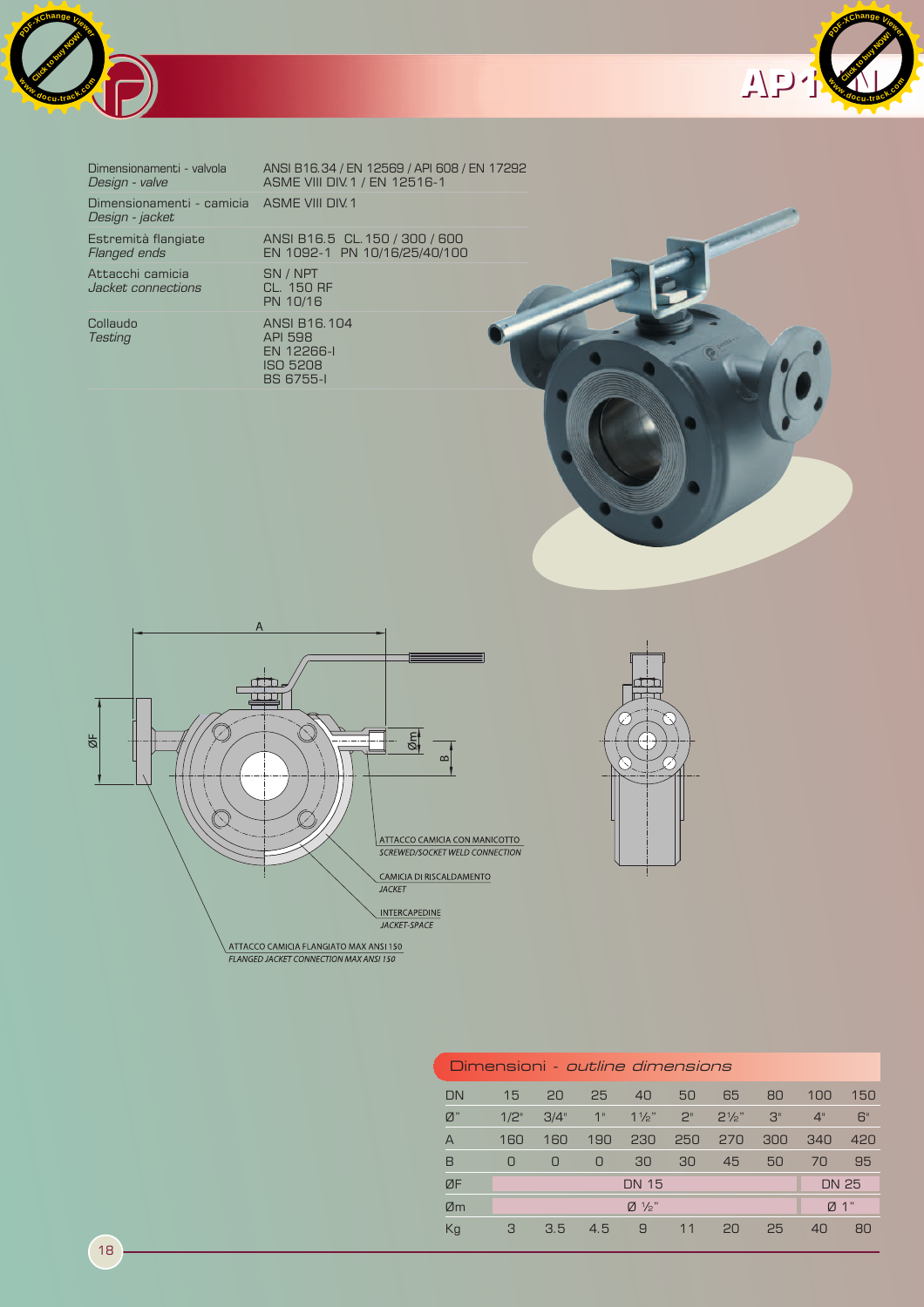| | |
|---|---|
| Dimensionamenti - valvola<br>*Design - valve* | ANSI B16.34 / EN 12569 / API 608 / EN 17292<br>ASME VIII DIV.1 / EN 12516-1 |
| Dimensionamenti - camicia<br>*Design - jacket* | ASME VIII DIV.1 |
| Estremità flangiate<br>*Flanged ends* | ANSI B16.5 CL.150 / 300 / 600<br>EN 1092-1 PN 10/16/25/40/100 |
| Attacchi camicia<br>*Jacket connections* | SN / NPT<br>CL. 150 RF<br>PN 10/16 |
| Collaudo<br>*Testing* | ANSI B16.104<br>API 598<br>EN 12266-I<br>ISO 5208<br>BS 6755-I |

A

ØF

Øm

B

ATTACCO CAMICIA CON MANICOTTO
*SCREWED/SOCKET WELD CONNECTION*

CAMICIA DI RISCALDAMENTO
*JACKET*

INTERCAPEDINE
*JACKET-SPACE*

ATTACCO CAMICIA FLANGIATO MAX ANSI 150
*FLANGED JACKET CONNECTION MAX ANSI 150*

## Dimensioni - *outline dimensions*

| DN | 15 | 20 | 25 | 40 | 50 | 65 | 80 | 100 | 150 |
|---|---|---|---|---|---|---|---|---|---|
| Ø" | 1/2" | 3/4" | 1" | 1½" | 2" | 2½" | 3" | 4" | 6" |
| A | 160 | 160 | 190 | 230 | 250 | 270 | 300 | 340 | 420 |
| B | 0 | 0 | 0 | 30 | 30 | 45 | 50 | 70 | 95 |
| ØF | DN 15 | | | | | | | DN 25 | |
| Øm | Ø ½" | | | | | | | Ø 1" | |
| Kg | 3 | 3.5 | 4.5 | 9 | 11 | 20 | 25 | 40 | 80 |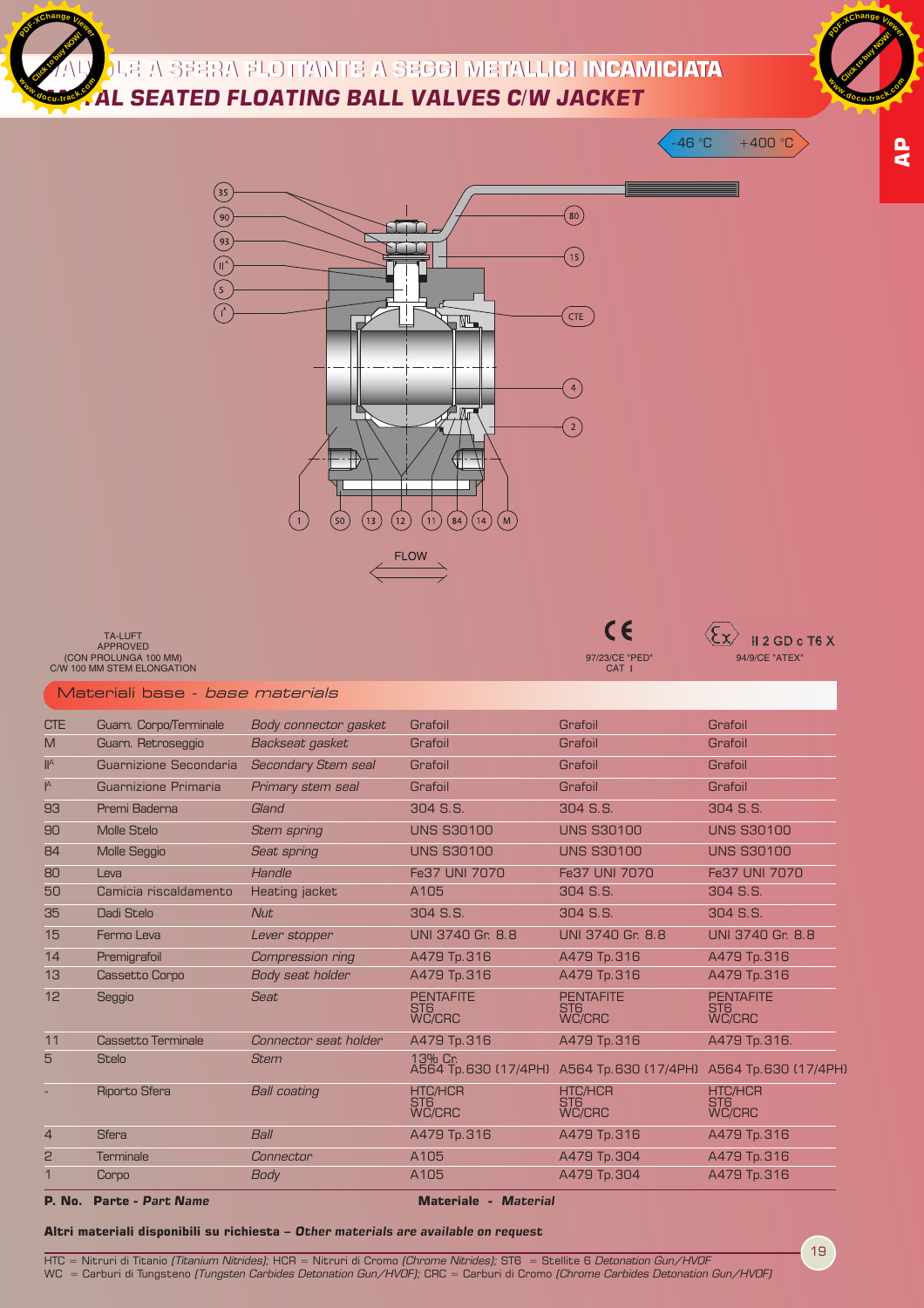# VALVOLE A SFERA FLOTTANTE A SEGGI METALLICI INCAMICIATA

## METAL SEATED FLOATING BALL VALVES C/W JACKET

-46 °C +400 °C

AP

35
90
93
II[A]
5
I[A]
80
15
CTE
4
2
1
50
13
12
11
84
14
M

FLOW

TA-LUFT
APPROVED
(CON PROLUNGA 100 MM)
C/W 100 MM STEM ELONGATION

CE
97/23/CE "PED"
CAT I

II 2 GD c T6 X
94/9/CE "ATEX"

## Materiali base - *base materials*

| P. No. | Parte | *Part Name* | Materiale - *Material* | | |
|---|---|---|---|---|---|
| CTE | Guarn. Corpo/Terminale | *Body connector gasket* | Grafoil | Grafoil | Grafoil |
| M | Guarn. Retroseggio | *Backseat gasket* | Grafoil | Grafoil | Grafoil |
| II[A] | Guarnizione Secondaria | *Secondary Stem seal* | Grafoil | Grafoil | Grafoil |
| I[A] | Guarnizione Primaria | *Primary stem seal* | Grafoil | Grafoil | Grafoil |
| 93 | Premi Baderna | *Gland* | 304 S.S. | 304 S.S. | 304 S.S. |
| 90 | Molle Stelo | *Stem spring* | UNS S30100 | UNS S30100 | UNS S30100 |
| 84 | Molle Seggio | *Seat spring* | UNS S30100 | UNS S30100 | UNS S30100 |
| 80 | Leva | *Handle* | Fe37 UNI 7070 | Fe37 UNI 7070 | Fe37 UNI 7070 |
| 50 | Camicia riscaldamento | Heating jacket | A105 | 304 S.S. | 304 S.S. |
| 35 | Dadi Stelo | *Nut* | 304 S.S. | 304 S.S. | 304 S.S. |
| 15 | Fermo Leva | *Lever stopper* | UNI 3740 Gr. 8.8 | UNI 3740 Gr. 8.8 | UNI 3740 Gr. 8.8 |
| 14 | Premigrafoil | *Compression ring* | A479 Tp.316 | A479 Tp.316 | A479 Tp.316 |
| 13 | Cassetto Corpo | *Body seat holder* | A479 Tp.316 | A479 Tp.316 | A479 Tp.316 |
| 12 | Seggio | *Seat* | PENTAFITE ST6 WC/CRC | PENTAFITE ST6 WC/CRC | PENTAFITE ST6 WC/CRC |
| 11 | Cassetto Terminale | *Connector seat holder* | A479 Tp.316 | A479 Tp.316 | A479 Tp.316. |
| 5 | Stelo | *Stem* | 13% Cr. A564 Tp.630 (17/4PH) | A564 Tp.630 (17/4PH) | A564 Tp.630 (17/4PH) |
| - | Riporto Sfera | *Ball coating* | HTC/HCR ST6 WC/CRC | HTC/HCR ST6 WC/CRC | HTC/HCR ST6 WC/CRC |
| 4 | Sfera | *Ball* | A479 Tp.316 | A479 Tp.316 | A479 Tp.316 |
| 2 | Terminale | *Connector* | A105 | A479 Tp.304 | A479 Tp.316 |
| 1 | Corpo | *Body* | A105 | A479 Tp.304 | A479 Tp.316 |

**Altri materiali disponibili su richiesta – *Other materials are available on request***

HTC = Nitruri di Titanio *(Titanium Nitrides)*; HCR = Nitruri di Cromo *(Chrome Nitrides)*; ST6 = Stellite 6 *Detonation Gun/HVOF*
WC = Carburi di Tungsteno *(Tungsten Carbides Detonation Gun/HVOF)*; CRC = Carburi di Cromo *(Chrome Carbides Detonation Gun/HVOF)*